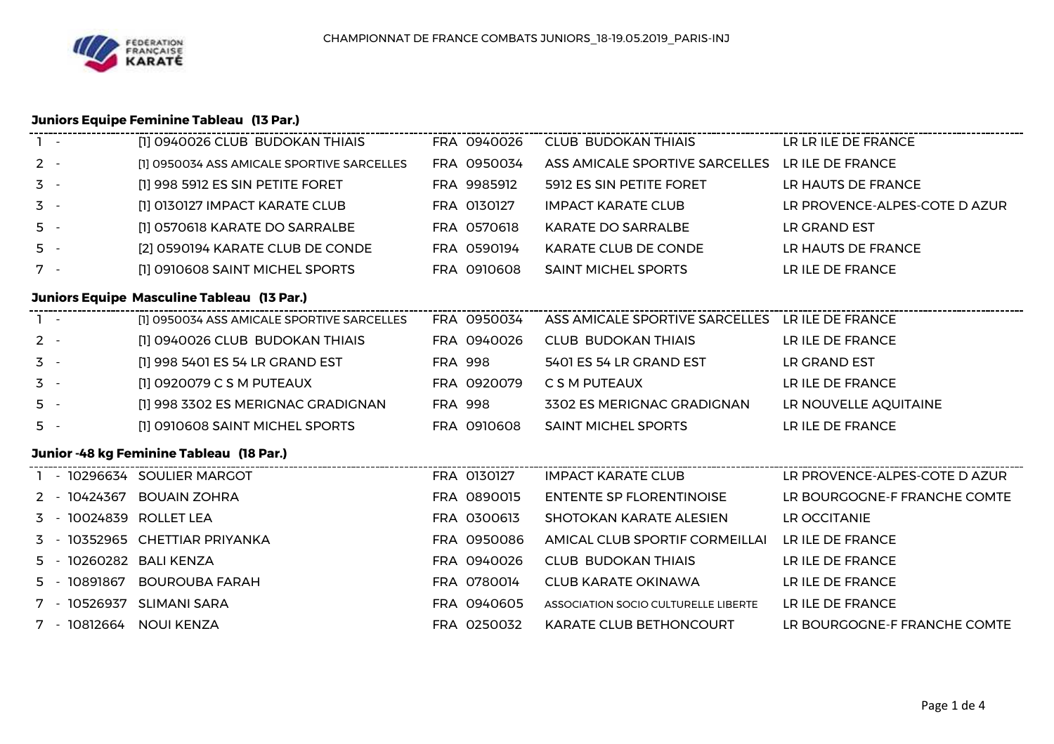CHAMPIONNAT DE FRANCE COMBATS JUNIORS_18-19.05.2019_PARIS-INJ

### Juniors Equipe Feminine Tableau (13 Par.)

| Rang | Équipe | Code | Club | Ligue |
|---|---|---|---|---|
| 1 - | [1] 0940026 CLUB BUDOKAN THIAIS | FRA 0940026 | CLUB BUDOKAN THIAIS | LR LR ILE DE FRANCE |
| 2 - | [1] 0950034 ASS AMICALE SPORTIVE SARCELLES | FRA 0950034 | ASS AMICALE SPORTIVE SARCELLES | LR ILE DE FRANCE |
| 3 - | [1] 998 5912 ES SIN PETITE FORET | FRA 9985912 | 5912 ES SIN PETITE FORET | LR HAUTS DE FRANCE |
| 3 - | [1] 0130127 IMPACT KARATE CLUB | FRA 0130127 | IMPACT KARATE CLUB | LR PROVENCE-ALPES-COTE D AZUR |
| 5 - | [1] 0570618 KARATE DO SARRALBE | FRA 0570618 | KARATE DO SARRALBE | LR GRAND EST |
| 5 - | [2] 0590194 KARATE CLUB DE CONDE | FRA 0590194 | KARATE CLUB DE CONDE | LR HAUTS DE FRANCE |
| 7 - | [1] 0910608 SAINT MICHEL SPORTS | FRA 0910608 | SAINT MICHEL SPORTS | LR ILE DE FRANCE |

### Juniors Equipe Masculine Tableau (13 Par.)

| Rang | Équipe | Code | Club | Ligue |
|---|---|---|---|---|
| 1 - | [1] 0950034 ASS AMICALE SPORTIVE SARCELLES | FRA 0950034 | ASS AMICALE SPORTIVE SARCELLES | LR ILE DE FRANCE |
| 2 - | [1] 0940026 CLUB BUDOKAN THIAIS | FRA 0940026 | CLUB BUDOKAN THIAIS | LR ILE DE FRANCE |
| 3 - | [1] 998 5401 ES 54 LR GRAND EST | FRA 998 | 5401 ES 54 LR GRAND EST | LR GRAND EST |
| 3 - | [1] 0920079 C S M PUTEAUX | FRA 0920079 | C S M PUTEAUX | LR ILE DE FRANCE |
| 5 - | [1] 998 3302 ES MERIGNAC GRADIGNAN | FRA 998 | 3302 ES MERIGNAC GRADIGNAN | LR NOUVELLE AQUITAINE |
| 5 - | [1] 0910608 SAINT MICHEL SPORTS | FRA 0910608 | SAINT MICHEL SPORTS | LR ILE DE FRANCE |

### Junior -48 kg Feminine Tableau (18 Par.)

| Rang | Licence | Nom | Code | Club | Ligue |
|---|---|---|---|---|---|
| 1 - | 10296634 | SOULIER MARGOT | FRA 0130127 | IMPACT KARATE CLUB | LR PROVENCE-ALPES-COTE D AZUR |
| 2 - | 10424367 | BOUAIN ZOHRA | FRA 0890015 | ENTENTE SP FLORENTINOISE | LR BOURGOGNE-F FRANCHE COMTE |
| 3 - | 10024839 | ROLLET LEA | FRA 0300613 | SHOTOKAN KARATE ALESIEN | LR OCCITANIE |
| 3 - | 10352965 | CHETTIAR PRIYANKA | FRA 0950086 | AMICAL CLUB SPORTIF CORMEILLAI | LR ILE DE FRANCE |
| 5 - | 10260282 | BALI KENZA | FRA 0940026 | CLUB BUDOKAN THIAIS | LR ILE DE FRANCE |
| 5 - | 10891867 | BOUROUBA FARAH | FRA 0780014 | CLUB KARATE OKINAWA | LR ILE DE FRANCE |
| 7 - | 10526937 | SLIMANI SARA | FRA 0940605 | ASSOCIATION SOCIO CULTURELLE LIBERTE | LR ILE DE FRANCE |
| 7 - | 10812664 | NOUI KENZA | FRA 0250032 | KARATE CLUB BETHONCOURT | LR BOURGOGNE-F FRANCHE COMTE |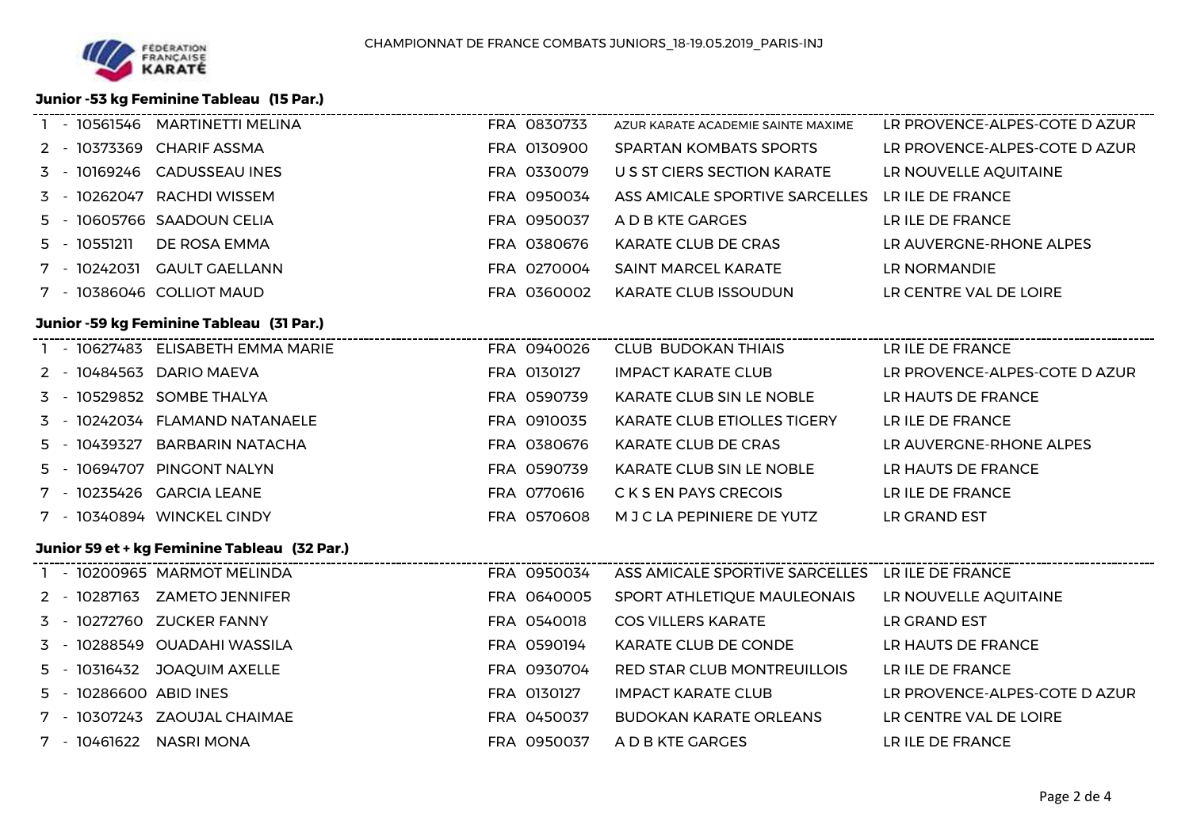CHAMPIONNAT DE FRANCE COMBATS JUNIORS_18-19.05.2019_PARIS-INJ

### Junior -53 kg Feminine Tableau (15 Par.)

| | | | | | |
|---|---|---|---|---|---|
| 1 - 10561546 | MARTINETTI MELINA | FRA 0830733 | AZUR KARATE ACADEMIE SAINTE MAXIME | LR PROVENCE-ALPES-COTE D AZUR |
| 2 - 10373369 | CHARIF ASSMA | FRA 0130900 | SPARTAN KOMBATS SPORTS | LR PROVENCE-ALPES-COTE D AZUR |
| 3 - 10169246 | CADUSSEAU INES | FRA 0330079 | U S ST CIERS SECTION KARATE | LR NOUVELLE AQUITAINE |
| 3 - 10262047 | RACHDI WISSEM | FRA 0950034 | ASS AMICALE SPORTIVE SARCELLES | LR ILE DE FRANCE |
| 5 - 10605766 | SAADOUN CELIA | FRA 0950037 | A D B KTE GARGES | LR ILE DE FRANCE |
| 5 - 10551211 | DE ROSA EMMA | FRA 0380676 | KARATE CLUB DE CRAS | LR AUVERGNE-RHONE ALPES |
| 7 - 10242031 | GAULT GAELLANN | FRA 0270004 | SAINT MARCEL KARATE | LR NORMANDIE |
| 7 - 10386046 | COLLIOT MAUD | FRA 0360002 | KARATE CLUB ISSOUDUN | LR CENTRE VAL DE LOIRE |

### Junior -59 kg Feminine Tableau (31 Par.)

| | | | | |
|---|---|---|---|---|
| 1 - 10627483 | ELISABETH EMMA MARIE | FRA 0940026 | CLUB BUDOKAN THIAIS | LR ILE DE FRANCE |
| 2 - 10484563 | DARIO MAEVA | FRA 0130127 | IMPACT KARATE CLUB | LR PROVENCE-ALPES-COTE D AZUR |
| 3 - 10529852 | SOMBE THALYA | FRA 0590739 | KARATE CLUB SIN LE NOBLE | LR HAUTS DE FRANCE |
| 3 - 10242034 | FLAMAND NATANAELE | FRA 0910035 | KARATE CLUB ETIOLLES TIGERY | LR ILE DE FRANCE |
| 5 - 10439327 | BARBARIN NATACHA | FRA 0380676 | KARATE CLUB DE CRAS | LR AUVERGNE-RHONE ALPES |
| 5 - 10694707 | PINGONT NALYN | FRA 0590739 | KARATE CLUB SIN LE NOBLE | LR HAUTS DE FRANCE |
| 7 - 10235426 | GARCIA LEANE | FRA 0770616 | C K S EN PAYS CRECOIS | LR ILE DE FRANCE |
| 7 - 10340894 | WINCKEL CINDY | FRA 0570608 | M J C LA PEPINIERE DE YUTZ | LR GRAND EST |

### Junior 59 et + kg Feminine Tableau (32 Par.)

| | | | | |
|---|---|---|---|---|
| 1 - 10200965 | MARMOT MELINDA | FRA 0950034 | ASS AMICALE SPORTIVE SARCELLES | LR ILE DE FRANCE |
| 2 - 10287163 | ZAMETO JENNIFER | FRA 0640005 | SPORT ATHLETIQUE MAULEONAIS | LR NOUVELLE AQUITAINE |
| 3 - 10272760 | ZUCKER FANNY | FRA 0540018 | COS VILLERS KARATE | LR GRAND EST |
| 3 - 10288549 | OUADAHI WASSILA | FRA 0590194 | KARATE CLUB DE CONDE | LR HAUTS DE FRANCE |
| 5 - 10316432 | JOAQUIM AXELLE | FRA 0930704 | RED STAR CLUB MONTREUILLOIS | LR ILE DE FRANCE |
| 5 - 10286600 | ABID INES | FRA 0130127 | IMPACT KARATE CLUB | LR PROVENCE-ALPES-COTE D AZUR |
| 7 - 10307243 | ZAOUJAL CHAIMAE | FRA 0450037 | BUDOKAN KARATE ORLEANS | LR CENTRE VAL DE LOIRE |
| 7 - 10461622 | NASRI MONA | FRA 0950037 | A D B KTE GARGES | LR ILE DE FRANCE |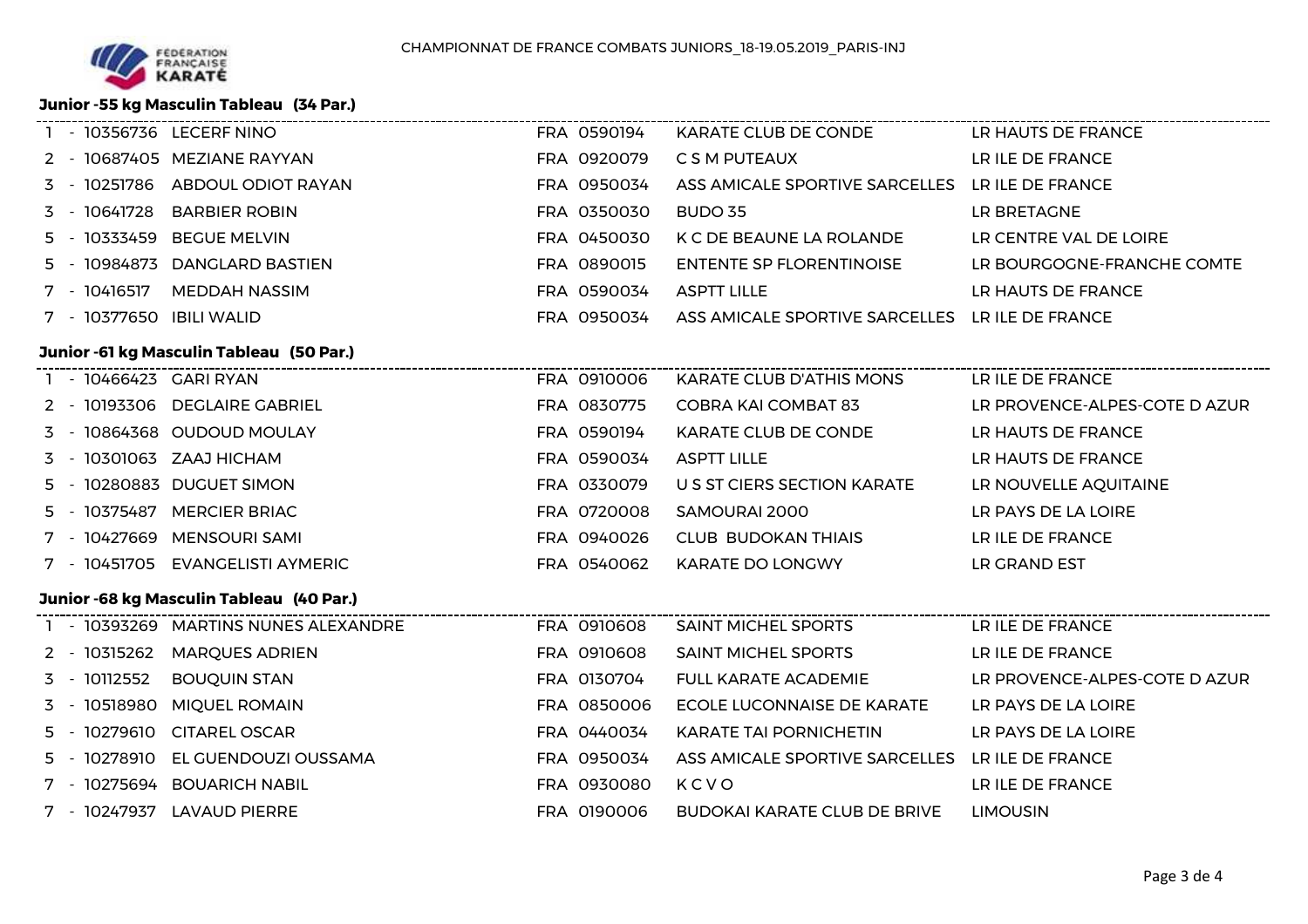CHAMPIONNAT DE FRANCE COMBATS JUNIORS_18-19.05.2019_PARIS-INJ

## Junior -55 kg Masculin Tableau (34 Par.)

| Rang | Licence | Nom | Club n° | Club | Ligue |
|---|---|---|---|---|---|
| 1 | 10356736 | LECERF NINO | FRA 0590194 | KARATE CLUB DE CONDE | LR HAUTS DE FRANCE |
| 2 | 10687405 | MEZIANE RAYYAN | FRA 0920079 | C S M PUTEAUX | LR ILE DE FRANCE |
| 3 | 10251786 | ABDOUL ODIOT RAYAN | FRA 0950034 | ASS AMICALE SPORTIVE SARCELLES | LR ILE DE FRANCE |
| 3 | 10641728 | BARBIER ROBIN | FRA 0350030 | BUDO 35 | LR BRETAGNE |
| 5 | 10333459 | BEGUE MELVIN | FRA 0450030 | K C DE BEAUNE LA ROLANDE | LR CENTRE VAL DE LOIRE |
| 5 | 10984873 | DANGLARD BASTIEN | FRA 0890015 | ENTENTE SP FLORENTINOISE | LR BOURGOGNE-FRANCHE COMTE |
| 7 | 10416517 | MEDDAH NASSIM | FRA 0590034 | ASPTT LILLE | LR HAUTS DE FRANCE |
| 7 | 10377650 | IBILI WALID | FRA 0950034 | ASS AMICALE SPORTIVE SARCELLES | LR ILE DE FRANCE |

## Junior -61 kg Masculin Tableau (50 Par.)

| Rang | Licence | Nom | Club n° | Club | Ligue |
|---|---|---|---|---|---|
| 1 | 10466423 | GARI RYAN | FRA 0910006 | KARATE CLUB D'ATHIS MONS | LR ILE DE FRANCE |
| 2 | 10193306 | DEGLAIRE GABRIEL | FRA 0830775 | COBRA KAI COMBAT 83 | LR PROVENCE-ALPES-COTE D AZUR |
| 3 | 10864368 | OUDOUD MOULAY | FRA 0590194 | KARATE CLUB DE CONDE | LR HAUTS DE FRANCE |
| 3 | 10301063 | ZAAJ HICHAM | FRA 0590034 | ASPTT LILLE | LR HAUTS DE FRANCE |
| 5 | 10280883 | DUGUET SIMON | FRA 0330079 | U S ST CIERS SECTION KARATE | LR NOUVELLE AQUITAINE |
| 5 | 10375487 | MERCIER BRIAC | FRA 0720008 | SAMOURAI 2000 | LR PAYS DE LA LOIRE |
| 7 | 10427669 | MENSOURI SAMI | FRA 0940026 | CLUB BUDOKAN THIAIS | LR ILE DE FRANCE |
| 7 | 10451705 | EVANGELISTI AYMERIC | FRA 0540062 | KARATE DO LONGWY | LR GRAND EST |

## Junior -68 kg Masculin Tableau (40 Par.)

| Rang | Licence | Nom | Club n° | Club | Ligue |
|---|---|---|---|---|---|
| 1 | 10393269 | MARTINS NUNES ALEXANDRE | FRA 0910608 | SAINT MICHEL SPORTS | LR ILE DE FRANCE |
| 2 | 10315262 | MARQUES ADRIEN | FRA 0910608 | SAINT MICHEL SPORTS | LR ILE DE FRANCE |
| 3 | 10112552 | BOUQUIN STAN | FRA 0130704 | FULL KARATE ACADEMIE | LR PROVENCE-ALPES-COTE D AZUR |
| 3 | 10518980 | MIQUEL ROMAIN | FRA 0850006 | ECOLE LUCONNAISE DE KARATE | LR PAYS DE LA LOIRE |
| 5 | 10279610 | CITAREL OSCAR | FRA 0440034 | KARATE TAI PORNICHETIN | LR PAYS DE LA LOIRE |
| 5 | 10278910 | EL GUENDOUZI OUSSAMA | FRA 0950034 | ASS AMICALE SPORTIVE SARCELLES | LR ILE DE FRANCE |
| 7 | 10275694 | BOUARICH NABIL | FRA 0930080 | K C V O | LR ILE DE FRANCE |
| 7 | 10247937 | LAVAUD PIERRE | FRA 0190006 | BUDOKAI KARATE CLUB DE BRIVE | LIMOUSIN |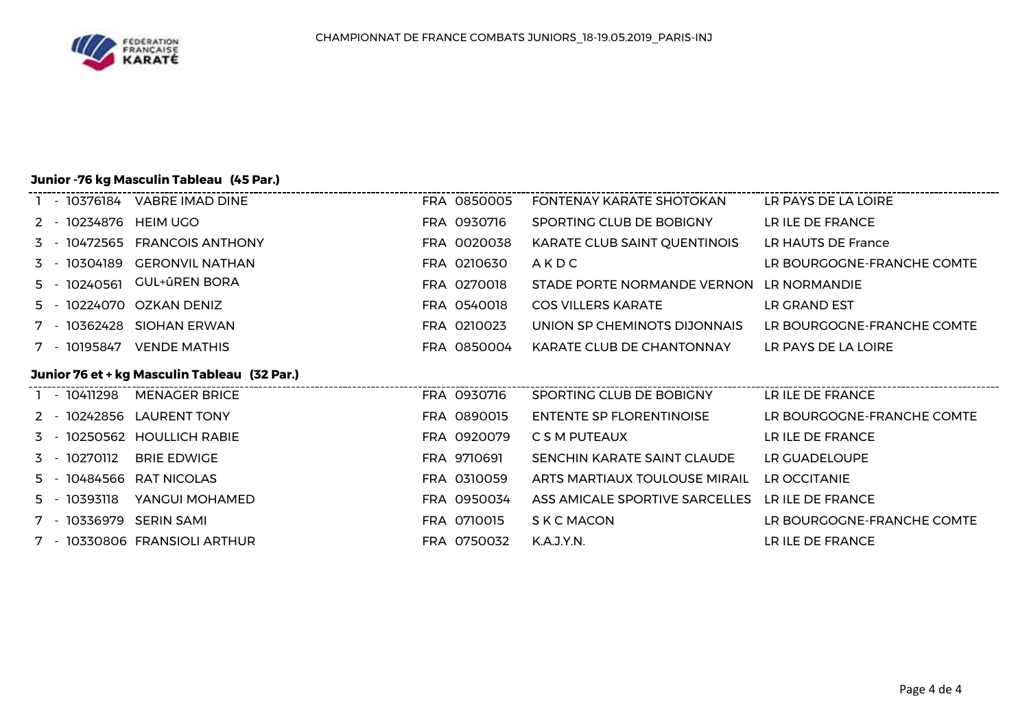CHAMPIONNAT DE FRANCE COMBATS JUNIORS_18-19.05.2019_PARIS-INJ

**Junior -76 kg Masculin Tableau (45 Par.)**

| | | | | | |
|---|---|---|---|---|---|
| 1 - | 10376184 | VABRE IMAD DINE | FRA 0850005 | FONTENAY KARATE SHOTOKAN | LR PAYS DE LA LOIRE |
| 2 - | 10234876 | HEIM UGO | FRA 0930716 | SPORTING CLUB DE BOBIGNY | LR ILE DE FRANCE |
| 3 - | 10472565 | FRANCOIS ANTHONY | FRA 0020038 | KARATE CLUB SAINT QUENTINOIS | LR HAUTS DE France |
| 3 - | 10304189 | GERONVIL NATHAN | FRA 0210630 | A K D C | LR BOURGOGNE-FRANCHE COMTE |
| 5 - | 10240561 | GUL+ûREN BORA | FRA 0270018 | STADE PORTE NORMANDE VERNON | LR NORMANDIE |
| 5 - | 10224070 | OZKAN DENIZ | FRA 0540018 | COS VILLERS KARATE | LR GRAND EST |
| 7 - | 10362428 | SIOHAN ERWAN | FRA 0210023 | UNION SP CHEMINOTS DIJONNAIS | LR BOURGOGNE-FRANCHE COMTE |
| 7 - | 10195847 | VENDE MATHIS | FRA 0850004 | KARATE CLUB DE CHANTONNAY | LR PAYS DE LA LOIRE |

**Junior 76 et + kg Masculin Tableau (32 Par.)**

| | | | | | |
|---|---|---|---|---|---|
| 1 - | 10411298 | MENAGER BRICE | FRA 0930716 | SPORTING CLUB DE BOBIGNY | LR ILE DE FRANCE |
| 2 - | 10242856 | LAURENT TONY | FRA 0890015 | ENTENTE SP FLORENTINOISE | LR BOURGOGNE-FRANCHE COMTE |
| 3 - | 10250562 | HOULLICH RABIE | FRA 0920079 | C S M PUTEAUX | LR ILE DE FRANCE |
| 3 - | 10270112 | BRIE EDWIGE | FRA 9710691 | SENCHIN KARATE SAINT CLAUDE | LR GUADELOUPE |
| 5 - | 10484566 | RAT NICOLAS | FRA 0310059 | ARTS MARTIAUX TOULOUSE MIRAIL | LR OCCITANIE |
| 5 - | 10393118 | YANGUI MOHAMED | FRA 0950034 | ASS AMICALE SPORTIVE SARCELLES | LR ILE DE FRANCE |
| 7 - | 10336979 | SERIN SAMI | FRA 0710015 | S K C MACON | LR BOURGOGNE-FRANCHE COMTE |
| 7 - | 10330806 | FRANSIOLI ARTHUR | FRA 0750032 | K.A.J.Y.N. | LR ILE DE FRANCE |